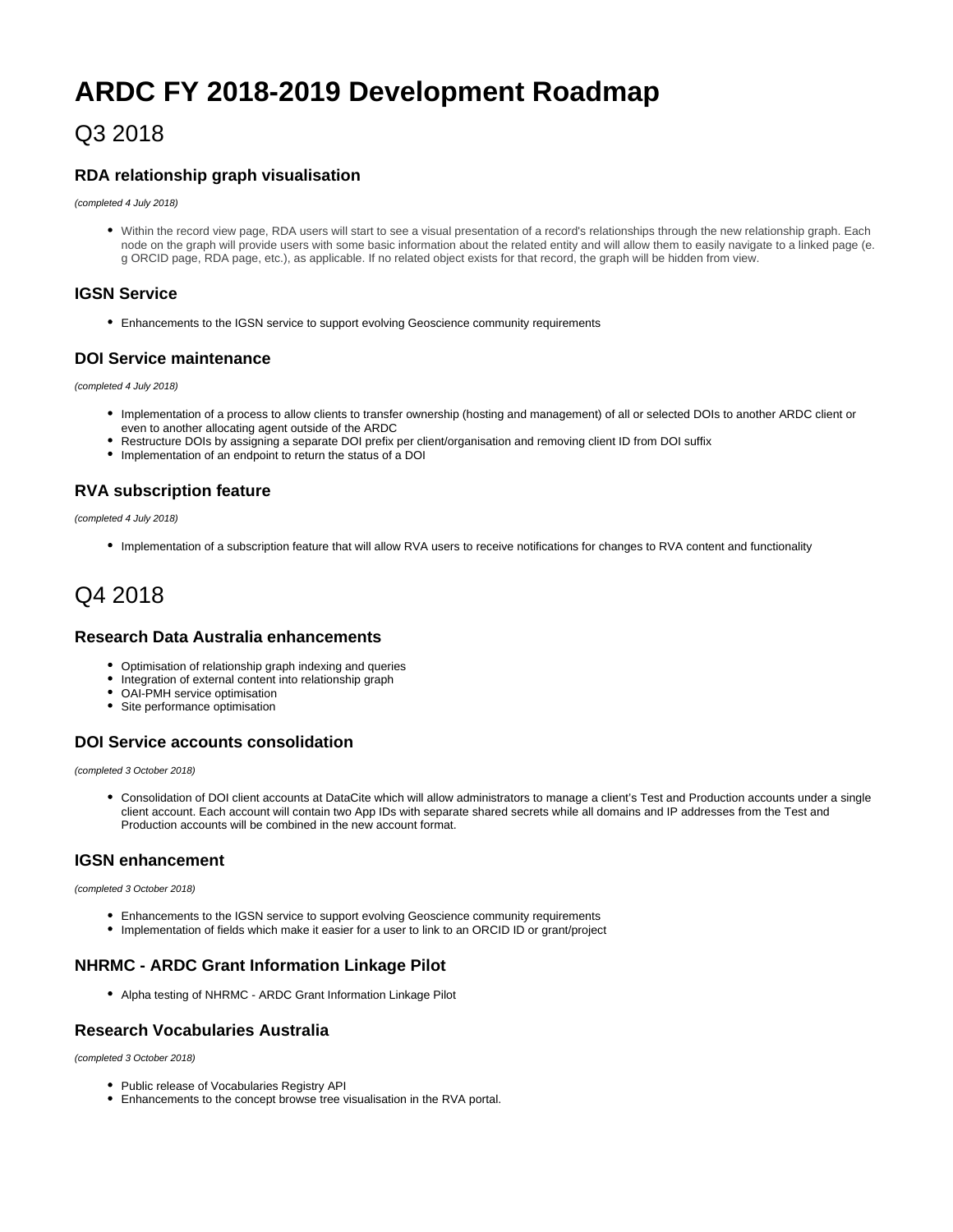# ARDC FY 2018-2019 Development Roadmap

## Q3 2018

### RDA relationship graph visualisation

*(completed 4 July 2018)*

- Within the record view page, RDA users will start to see a visual presentation of a record's relationships through the new relationship graph. Each node on the graph will provide users with some basic information about the related entity and will allow them to easily navigate to a linked page (e.g ORCID page, RDA page, etc.), as applicable. If no related object exists for that record, the graph will be hidden from view.

### IGSN Service

- Enhancements to the IGSN service to support evolving Geoscience community requirements

### DOI Service maintenance

*(completed 4 July 2018)*

- Implementation of a process to allow clients to transfer ownership (hosting and management) of all or selected DOIs to another ARDC client or even to another allocating agent outside of the ARDC
- Restructure DOIs by assigning a separate DOI prefix per client/organisation and removing client ID from DOI suffix
- Implementation of an endpoint to return the status of a DOI

### RVA subscription feature

*(completed 4 July 2018)*

- Implementation of a subscription feature that will allow RVA users to receive notifications for changes to RVA content and functionality

## Q4 2018

### Research Data Australia enhancements

- Optimisation of relationship graph indexing and queries
- Integration of external content into relationship graph
- OAI-PMH service optimisation
- Site performance optimisation

### DOI Service accounts consolidation

*(completed 3 October 2018)*

- Consolidation of DOI client accounts at DataCite which will allow administrators to manage a client's Test and Production accounts under a single client account. Each account will contain two App IDs with separate shared secrets while all domains and IP addresses from the Test and Production accounts will be combined in the new account format.

### IGSN enhancement

*(completed 3 October 2018)*

- Enhancements to the IGSN service to support evolving Geoscience community requirements
- Implementation of fields which make it easier for a user to link to an ORCID ID or grant/project

### NHRMC - ARDC Grant Information Linkage Pilot

- Alpha testing of NHRMC - ARDC Grant Information Linkage Pilot

### Research Vocabularies Australia

*(completed 3 October 2018)*

- Public release of Vocabularies Registry API
- Enhancements to the concept browse tree visualisation in the RVA portal.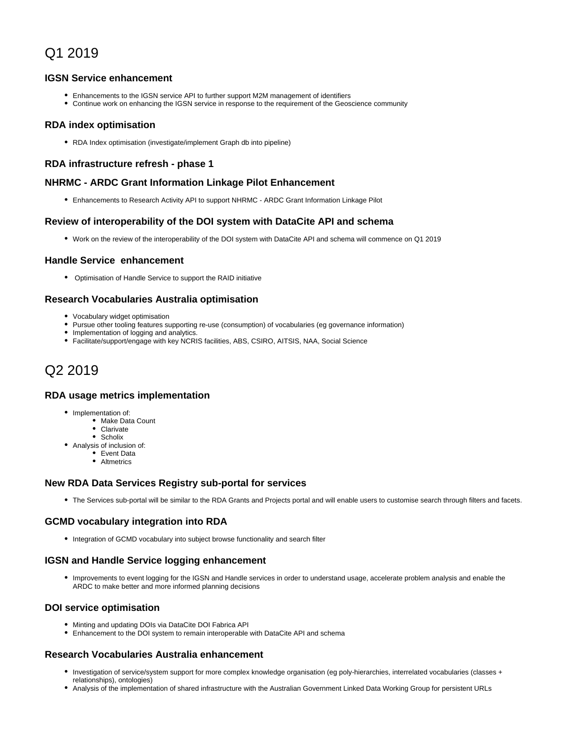# Q1 2019

### IGSN Service enhancement

- Enhancements to the IGSN service API to further support M2M management of identifiers
- Continue work on enhancing the IGSN service in response to the requirement of the Geoscience community

### RDA index optimisation

- RDA Index optimisation (investigate/implement Graph db into pipeline)

### RDA infrastructure refresh - phase 1

### NHRMC - ARDC Grant Information Linkage Pilot Enhancement

- Enhancements to Research Activity API to support NHRMC - ARDC Grant Information Linkage Pilot

### Review of interoperability of the DOI system with DataCite API and schema

- Work on the review of the interoperability of the DOI system with DataCite API and schema will commence on Q1 2019

### Handle Service enhancement

- Optimisation of Handle Service to support the RAID initiative

### Research Vocabularies Australia optimisation

- Vocabulary widget optimisation
- Pursue other tooling features supporting re-use (consumption) of vocabularies (eg governance information)
- Implementation of logging and analytics.
- Facilitate/support/engage with key NCRIS facilities, ABS, CSIRO, AITSIS, NAA, Social Science

# Q2 2019

### RDA usage metrics implementation

- Implementation of:
    - Make Data Count
    - Clarivate
    - Scholix
- Analysis of inclusion of:
    - Event Data
    - Altmetrics

### New RDA Data Services Registry sub-portal for services

- The Services sub-portal will be similar to the RDA Grants and Projects portal and will enable users to customise search through filters and facets.

### GCMD vocabulary integration into RDA

- Integration of GCMD vocabulary into subject browse functionality and search filter

### IGSN and Handle Service logging enhancement

- Improvements to event logging for the IGSN and Handle services in order to understand usage, accelerate problem analysis and enable the ARDC to make better and more informed planning decisions

### DOI service optimisation

- Minting and updating DOIs via DataCite DOI Fabrica API
- Enhancement to the DOI system to remain interoperable with DataCite API and schema

### Research Vocabularies Australia enhancement

- Investigation of service/system support for more complex knowledge organisation (eg poly-hierarchies, interrelated vocabularies (classes + relationships), ontologies)
- Analysis of the implementation of shared infrastructure with the Australian Government Linked Data Working Group for persistent URLs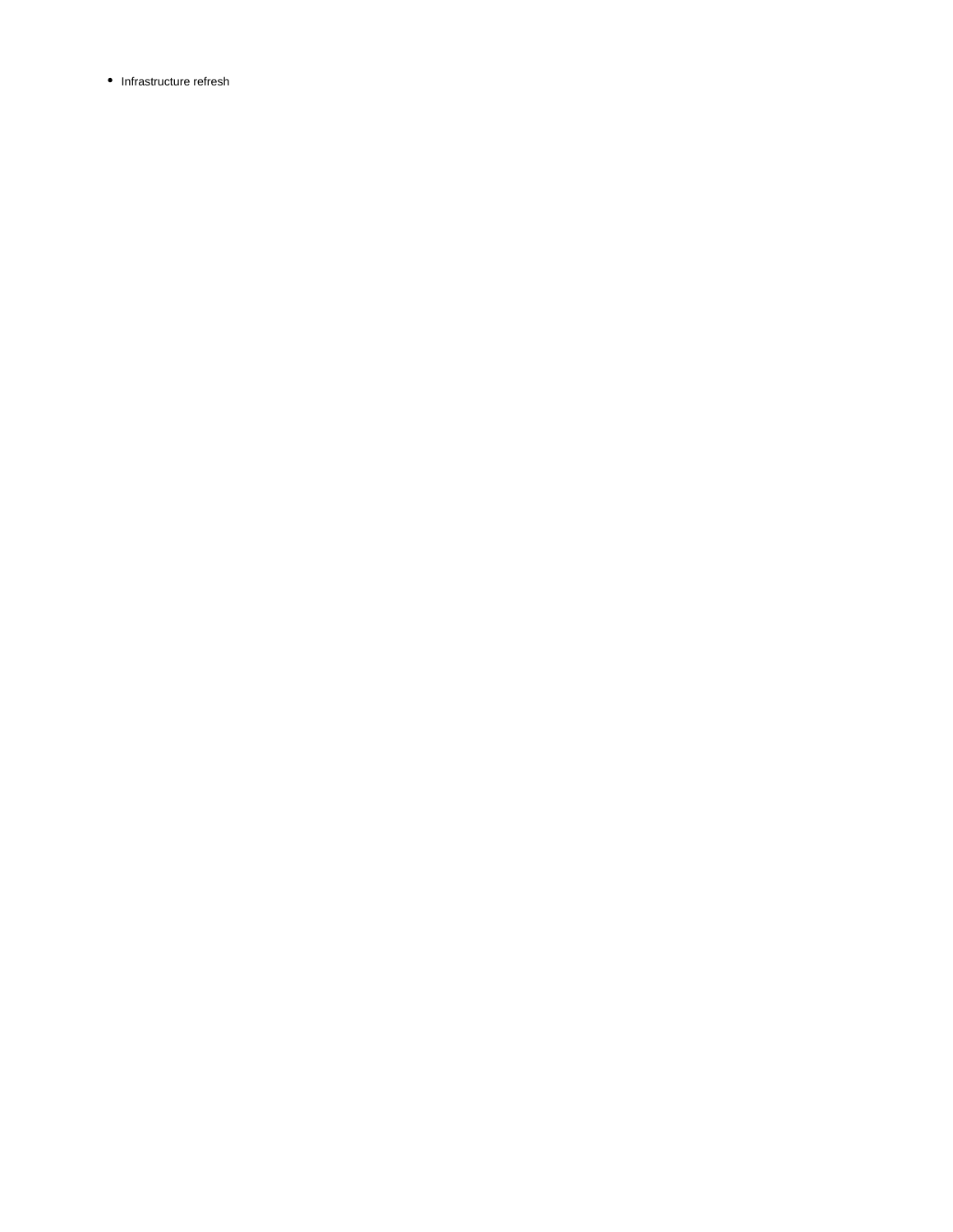- Infrastructure refresh